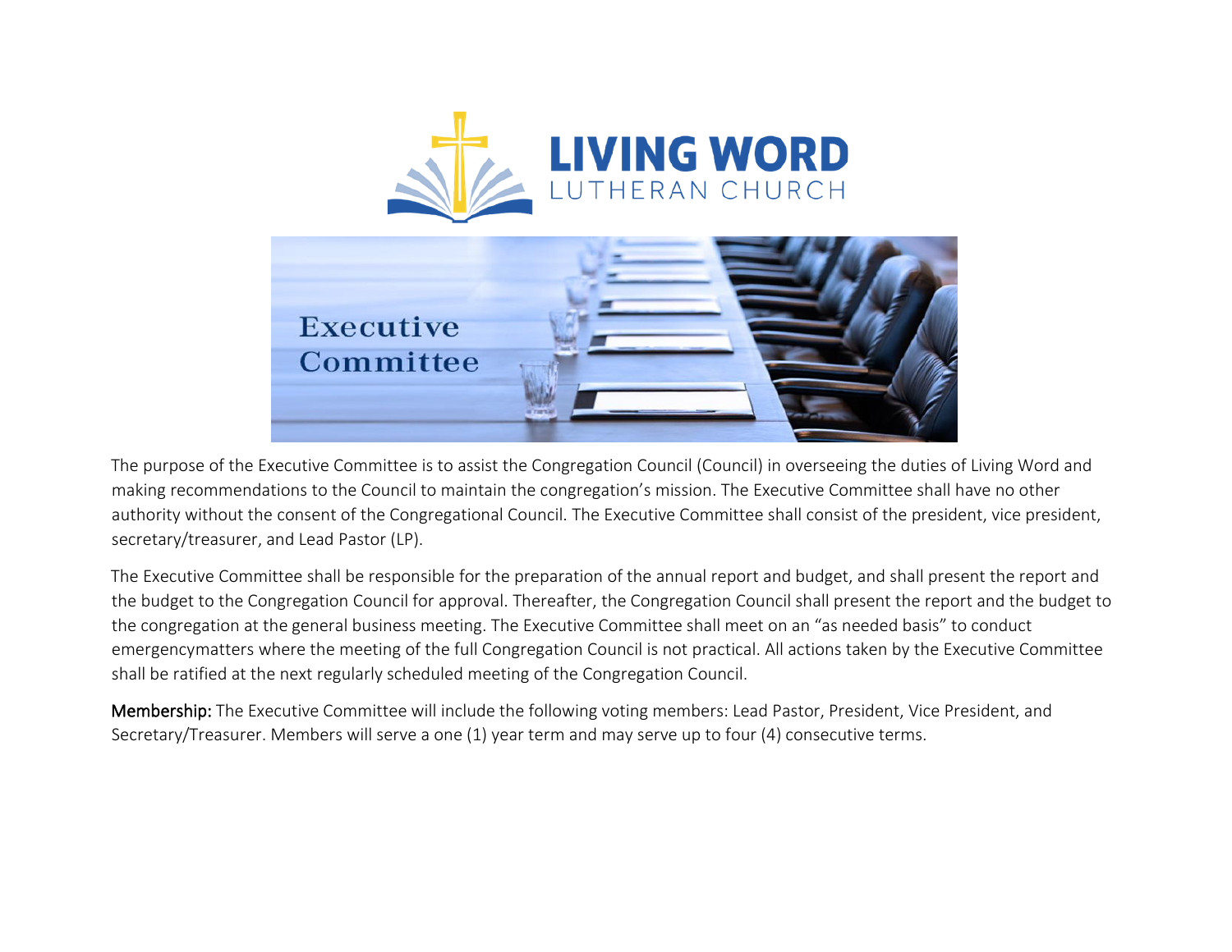# LIVING WORD
LUTHERAN CHURCH

## Executive Committee

The purpose of the Executive Committee is to assist the Congregation Council (Council) in overseeing the duties of Living Word and making recommendations to the Council to maintain the congregation's mission. The Executive Committee shall have no other authority without the consent of the Congregational Council. The Executive Committee shall consist of the president, vice president, secretary/treasurer, and Lead Pastor (LP).

The Executive Committee shall be responsible for the preparation of the annual report and budget, and shall present the report and the budget to the Congregation Council for approval. Thereafter, the Congregation Council shall present the report and the budget to the congregation at the general business meeting. The Executive Committee shall meet on an "as needed basis" to conduct emergencymatters where the meeting of the full Congregation Council is not practical. All actions taken by the Executive Committee shall be ratified at the next regularly scheduled meeting of the Congregation Council.

**Membership:** The Executive Committee will include the following voting members: Lead Pastor, President, Vice President, and Secretary/Treasurer. Members will serve a one (1) year term and may serve up to four (4) consecutive terms.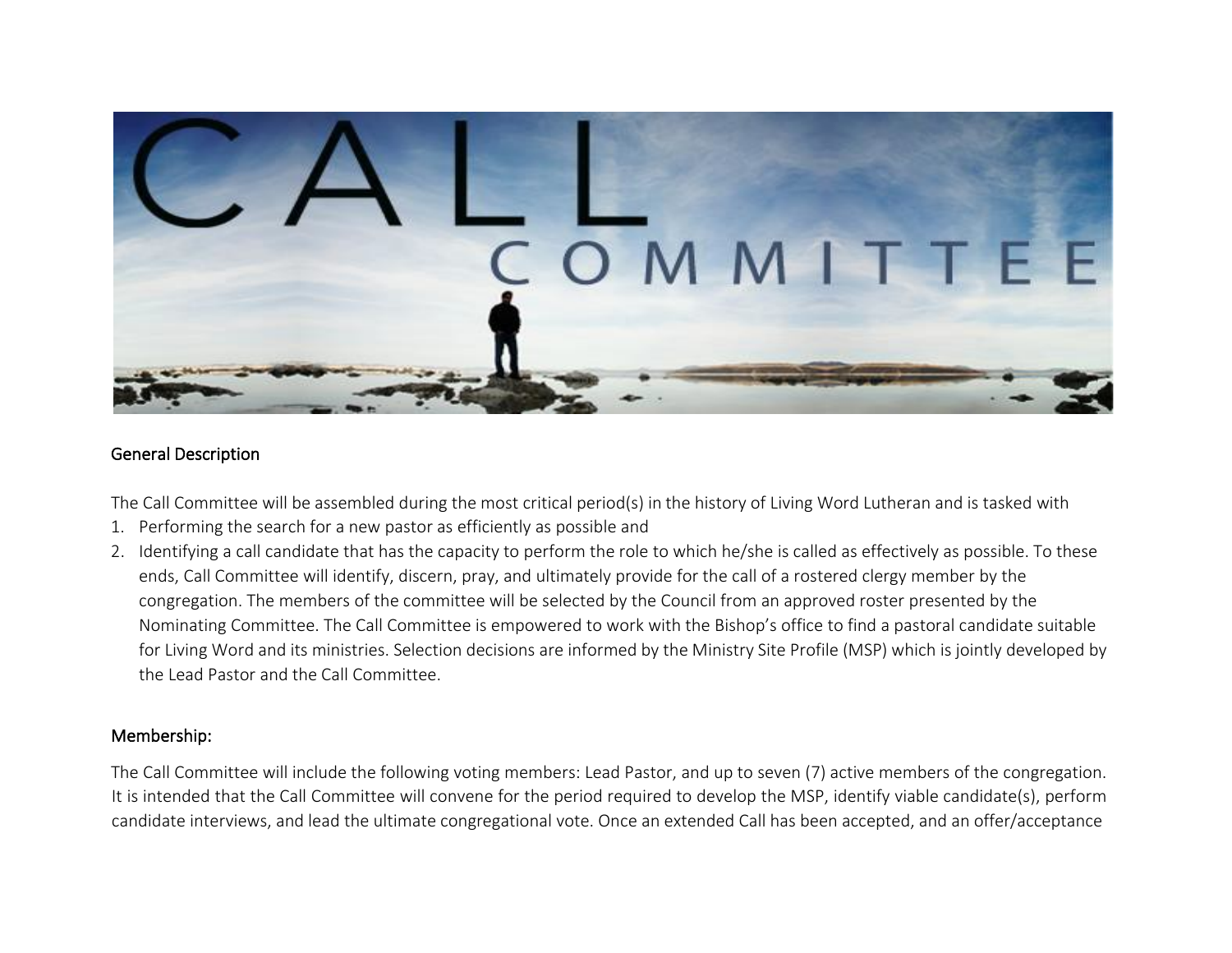## General Description

The Call Committee will be assembled during the most critical period(s) in the history of Living Word Lutheran and is tasked with

1. Performing the search for a new pastor as efficiently as possible and
2. Identifying a call candidate that has the capacity to perform the role to which he/she is called as effectively as possible. To these ends, Call Committee will identify, discern, pray, and ultimately provide for the call of a rostered clergy member by the congregation. The members of the committee will be selected by the Council from an approved roster presented by the Nominating Committee. The Call Committee is empowered to work with the Bishop's office to find a pastoral candidate suitable for Living Word and its ministries. Selection decisions are informed by the Ministry Site Profile (MSP) which is jointly developed by the Lead Pastor and the Call Committee.

## Membership:

The Call Committee will include the following voting members: Lead Pastor, and up to seven (7) active members of the congregation. It is intended that the Call Committee will convene for the period required to develop the MSP, identify viable candidate(s), perform candidate interviews, and lead the ultimate congregational vote. Once an extended Call has been accepted, and an offer/acceptance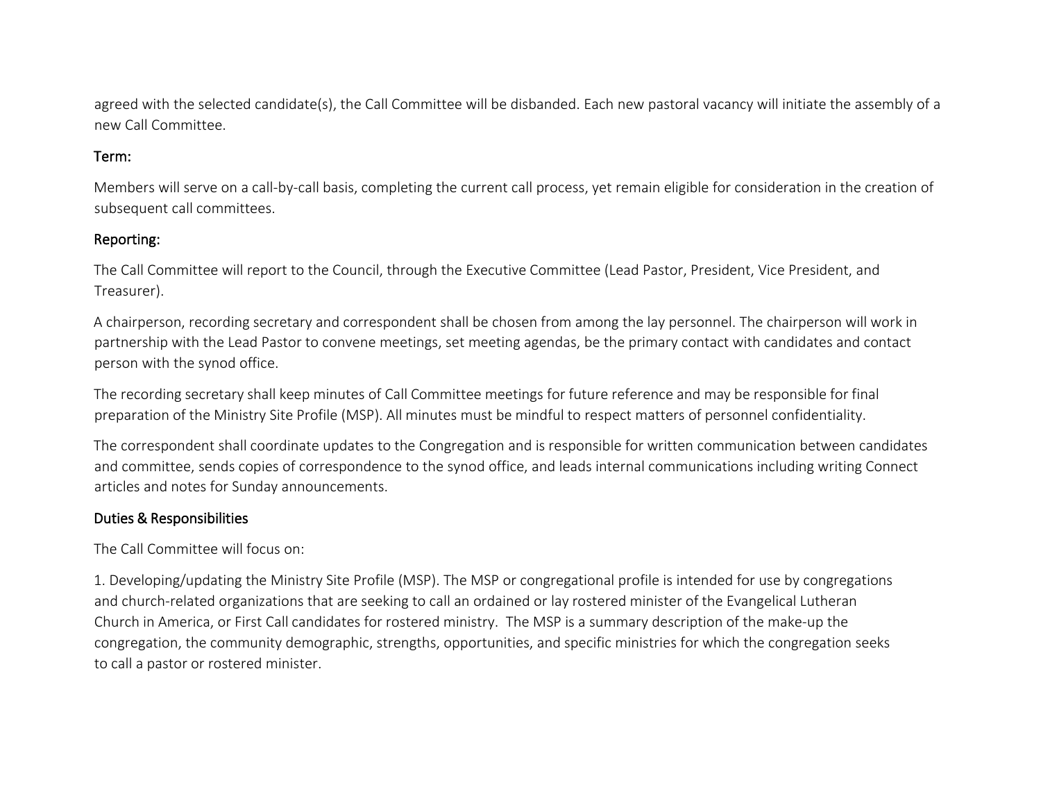agreed with the selected candidate(s), the Call Committee will be disbanded. Each new pastoral vacancy will initiate the assembly of a new Call Committee.

### Term:

Members will serve on a call-by-call basis, completing the current call process, yet remain eligible for consideration in the creation of subsequent call committees.

### Reporting:

The Call Committee will report to the Council, through the Executive Committee (Lead Pastor, President, Vice President, and Treasurer).

A chairperson, recording secretary and correspondent shall be chosen from among the lay personnel. The chairperson will work in partnership with the Lead Pastor to convene meetings, set meeting agendas, be the primary contact with candidates and contact person with the synod office.

The recording secretary shall keep minutes of Call Committee meetings for future reference and may be responsible for final preparation of the Ministry Site Profile (MSP). All minutes must be mindful to respect matters of personnel confidentiality.

The correspondent shall coordinate updates to the Congregation and is responsible for written communication between candidates and committee, sends copies of correspondence to the synod office, and leads internal communications including writing Connect articles and notes for Sunday announcements.

### Duties & Responsibilities

The Call Committee will focus on:

1. Developing/updating the Ministry Site Profile (MSP). The MSP or congregational profile is intended for use by congregations and church-related organizations that are seeking to call an ordained or lay rostered minister of the Evangelical Lutheran Church in America, or First Call candidates for rostered ministry. The MSP is a summary description of the make-up the congregation, the community demographic, strengths, opportunities, and specific ministries for which the congregation seeks to call a pastor or rostered minister.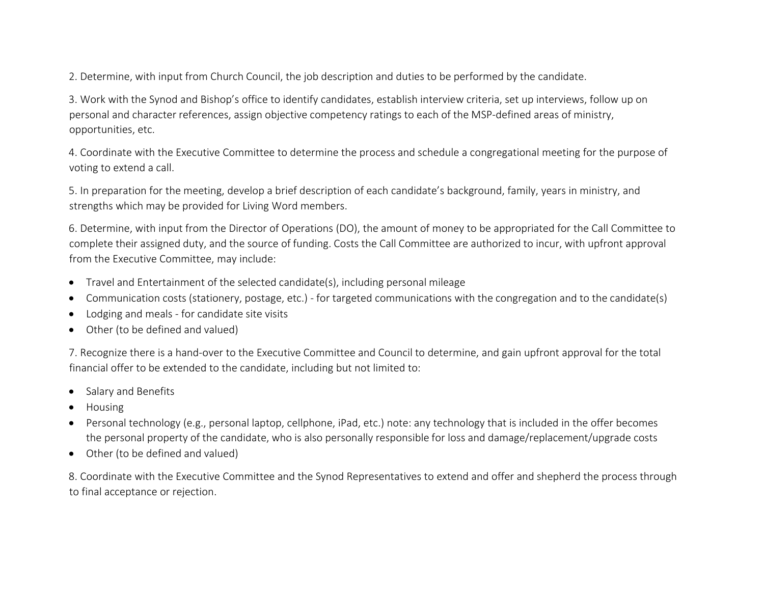2. Determine, with input from Church Council, the job description and duties to be performed by the candidate.

3. Work with the Synod and Bishop's office to identify candidates, establish interview criteria, set up interviews, follow up on personal and character references, assign objective competency ratings to each of the MSP-defined areas of ministry, opportunities, etc.

4. Coordinate with the Executive Committee to determine the process and schedule a congregational meeting for the purpose of voting to extend a call.

5. In preparation for the meeting, develop a brief description of each candidate's background, family, years in ministry, and strengths which may be provided for Living Word members.

6. Determine, with input from the Director of Operations (DO), the amount of money to be appropriated for the Call Committee to complete their assigned duty, and the source of funding. Costs the Call Committee are authorized to incur, with upfront approval from the Executive Committee, may include:

- Travel and Entertainment of the selected candidate(s), including personal mileage
- Communication costs (stationery, postage, etc.) - for targeted communications with the congregation and to the candidate(s)
- Lodging and meals - for candidate site visits
- Other (to be defined and valued)

7. Recognize there is a hand-over to the Executive Committee and Council to determine, and gain upfront approval for the total financial offer to be extended to the candidate, including but not limited to:

- Salary and Benefits
- Housing
- Personal technology (e.g., personal laptop, cellphone, iPad, etc.) note: any technology that is included in the offer becomes the personal property of the candidate, who is also personally responsible for loss and damage/replacement/upgrade costs
- Other (to be defined and valued)

8. Coordinate with the Executive Committee and the Synod Representatives to extend and offer and shepherd the process through to final acceptance or rejection.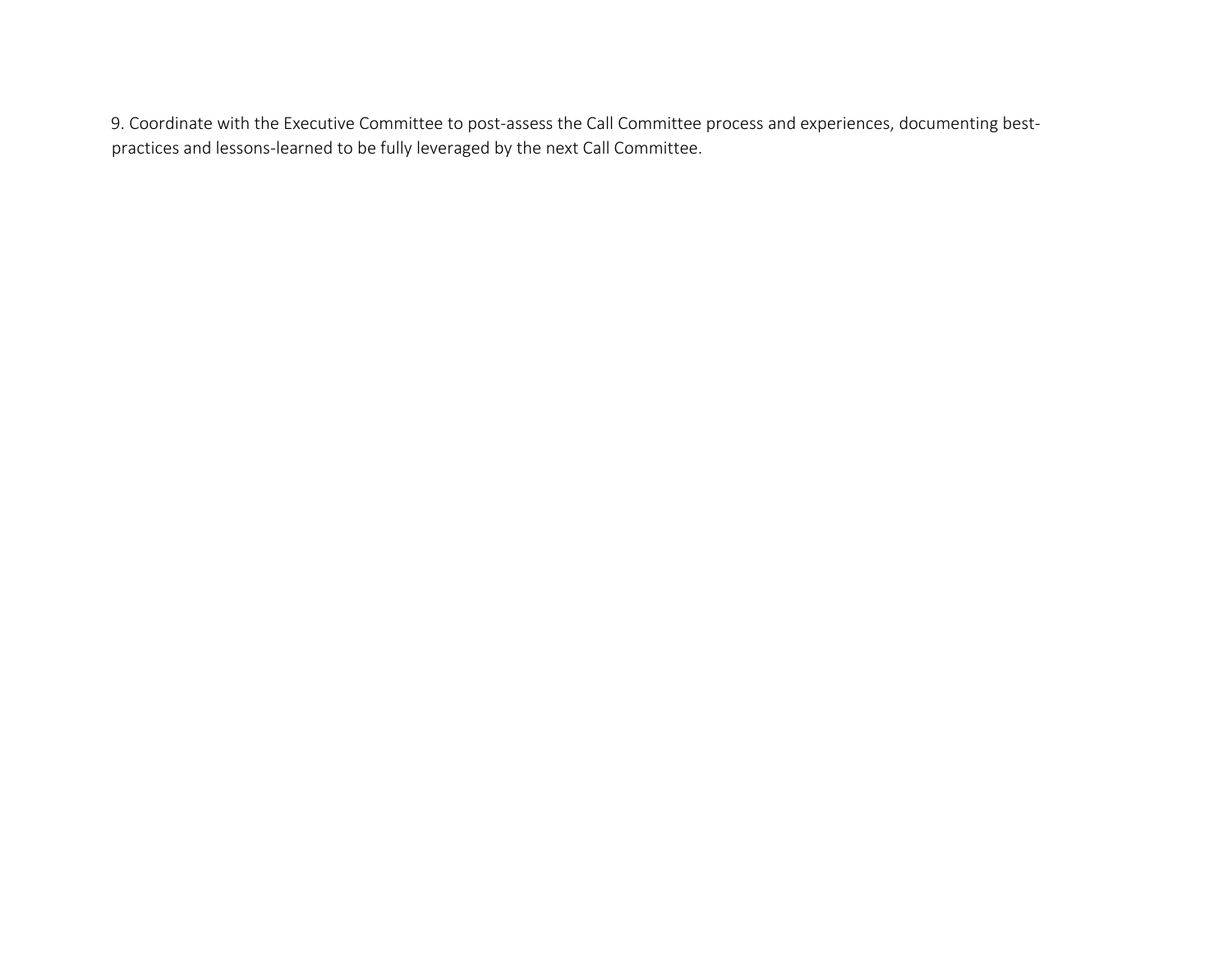9. Coordinate with the Executive Committee to post-assess the Call Committee process and experiences, documenting best-practices and lessons-learned to be fully leveraged by the next Call Committee.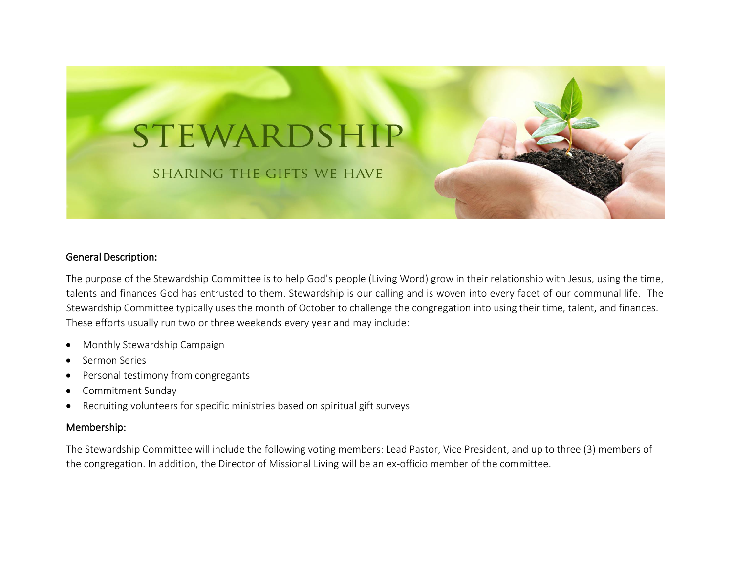# STEWARDSHIP

SHARING THE GIFTS WE HAVE

## General Description:

The purpose of the Stewardship Committee is to help God's people (Living Word) grow in their relationship with Jesus, using the time, talents and finances God has entrusted to them. Stewardship is our calling and is woven into every facet of our communal life. The Stewardship Committee typically uses the month of October to challenge the congregation into using their time, talent, and finances. These efforts usually run two or three weekends every year and may include:

- Monthly Stewardship Campaign
- Sermon Series
- Personal testimony from congregants
- Commitment Sunday
- Recruiting volunteers for specific ministries based on spiritual gift surveys

## Membership:

The Stewardship Committee will include the following voting members: Lead Pastor, Vice President, and up to three (3) members of the congregation. In addition, the Director of Missional Living will be an ex-officio member of the committee.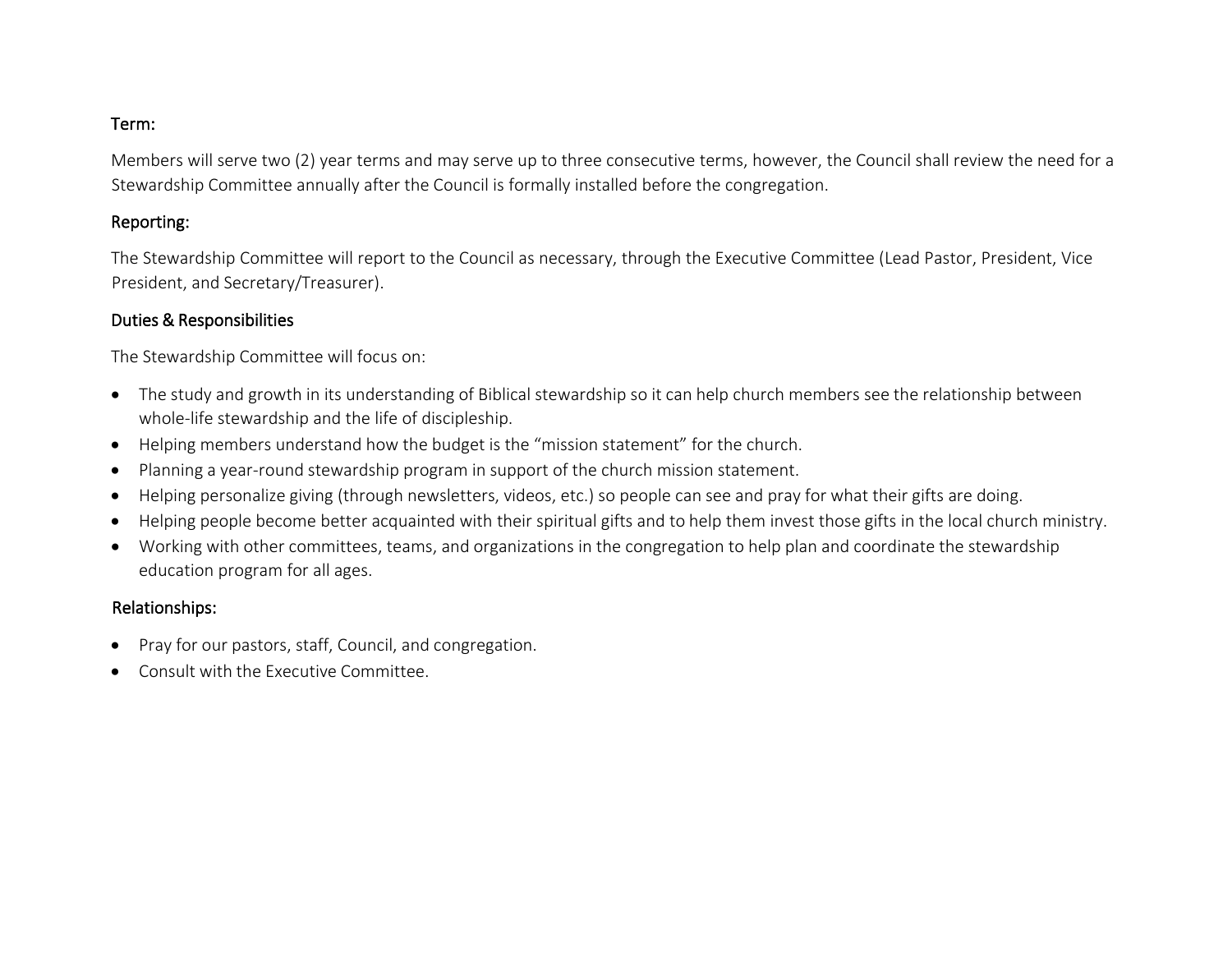### Term:

Members will serve two (2) year terms and may serve up to three consecutive terms, however, the Council shall review the need for a Stewardship Committee annually after the Council is formally installed before the congregation.

### Reporting:

The Stewardship Committee will report to the Council as necessary, through the Executive Committee (Lead Pastor, President, Vice President, and Secretary/Treasurer).

### Duties & Responsibilities

The Stewardship Committee will focus on:

- The study and growth in its understanding of Biblical stewardship so it can help church members see the relationship between whole-life stewardship and the life of discipleship.
- Helping members understand how the budget is the "mission statement" for the church.
- Planning a year-round stewardship program in support of the church mission statement.
- Helping personalize giving (through newsletters, videos, etc.) so people can see and pray for what their gifts are doing.
- Helping people become better acquainted with their spiritual gifts and to help them invest those gifts in the local church ministry.
- Working with other committees, teams, and organizations in the congregation to help plan and coordinate the stewardship education program for all ages.

### Relationships:

- Pray for our pastors, staff, Council, and congregation.
- Consult with the Executive Committee.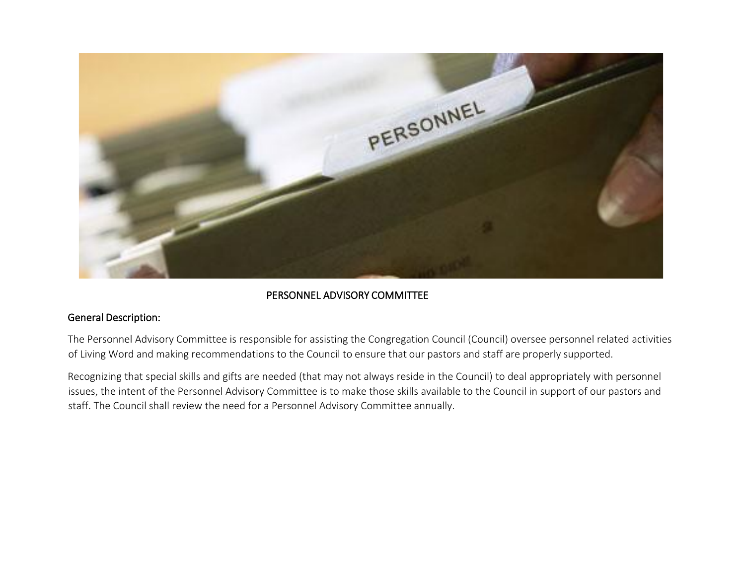# PERSONNEL ADVISORY COMMITTEE

## General Description:

The Personnel Advisory Committee is responsible for assisting the Congregation Council (Council) oversee personnel related activities of Living Word and making recommendations to the Council to ensure that our pastors and staff are properly supported.

Recognizing that special skills and gifts are needed (that may not always reside in the Council) to deal appropriately with personnel issues, the intent of the Personnel Advisory Committee is to make those skills available to the Council in support of our pastors and staff. The Council shall review the need for a Personnel Advisory Committee annually.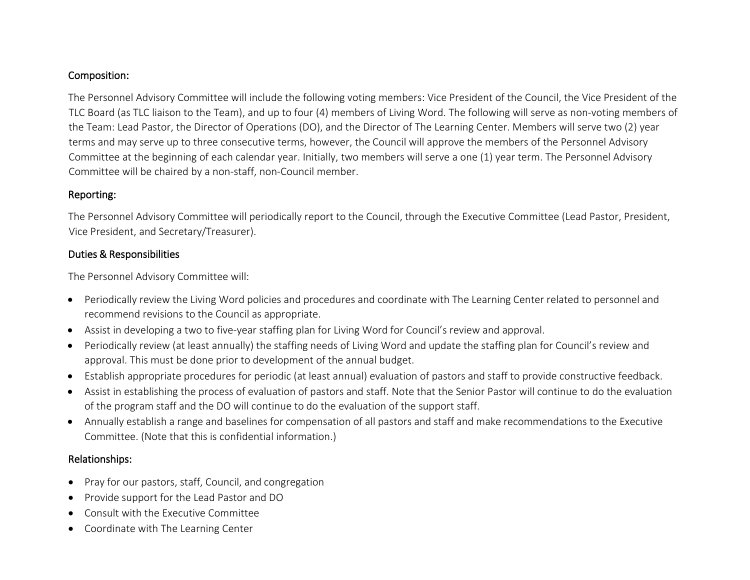## Composition:

The Personnel Advisory Committee will include the following voting members: Vice President of the Council, the Vice President of the TLC Board (as TLC liaison to the Team), and up to four (4) members of Living Word. The following will serve as non-voting members of the Team: Lead Pastor, the Director of Operations (DO), and the Director of The Learning Center. Members will serve two (2) year terms and may serve up to three consecutive terms, however, the Council will approve the members of the Personnel Advisory Committee at the beginning of each calendar year. Initially, two members will serve a one (1) year term. The Personnel Advisory Committee will be chaired by a non-staff, non-Council member.

## Reporting:

The Personnel Advisory Committee will periodically report to the Council, through the Executive Committee (Lead Pastor, President, Vice President, and Secretary/Treasurer).

## Duties & Responsibilities

The Personnel Advisory Committee will:

- Periodically review the Living Word policies and procedures and coordinate with The Learning Center related to personnel and recommend revisions to the Council as appropriate.
- Assist in developing a two to five-year staffing plan for Living Word for Council's review and approval.
- Periodically review (at least annually) the staffing needs of Living Word and update the staffing plan for Council's review and approval. This must be done prior to development of the annual budget.
- Establish appropriate procedures for periodic (at least annual) evaluation of pastors and staff to provide constructive feedback.
- Assist in establishing the process of evaluation of pastors and staff. Note that the Senior Pastor will continue to do the evaluation of the program staff and the DO will continue to do the evaluation of the support staff.
- Annually establish a range and baselines for compensation of all pastors and staff and make recommendations to the Executive Committee. (Note that this is confidential information.)

## Relationships:

- Pray for our pastors, staff, Council, and congregation
- Provide support for the Lead Pastor and DO
- Consult with the Executive Committee
- Coordinate with The Learning Center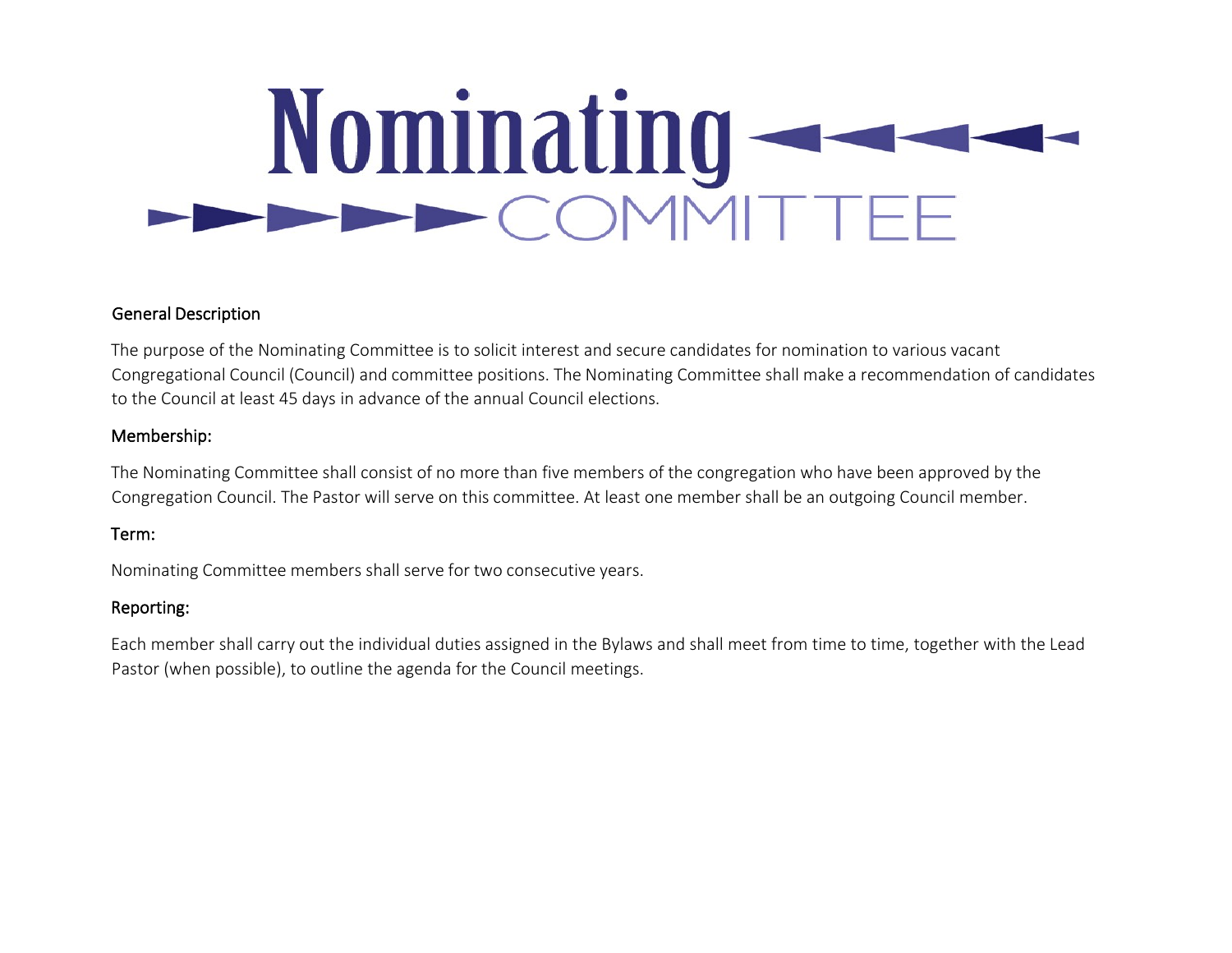# Nominating COMMITTEE

## General Description

The purpose of the Nominating Committee is to solicit interest and secure candidates for nomination to various vacant Congregational Council (Council) and committee positions. The Nominating Committee shall make a recommendation of candidates to the Council at least 45 days in advance of the annual Council elections.

## Membership:

The Nominating Committee shall consist of no more than five members of the congregation who have been approved by the Congregation Council. The Pastor will serve on this committee. At least one member shall be an outgoing Council member.

## Term:

Nominating Committee members shall serve for two consecutive years.

## Reporting:

Each member shall carry out the individual duties assigned in the Bylaws and shall meet from time to time, together with the Lead Pastor (when possible), to outline the agenda for the Council meetings.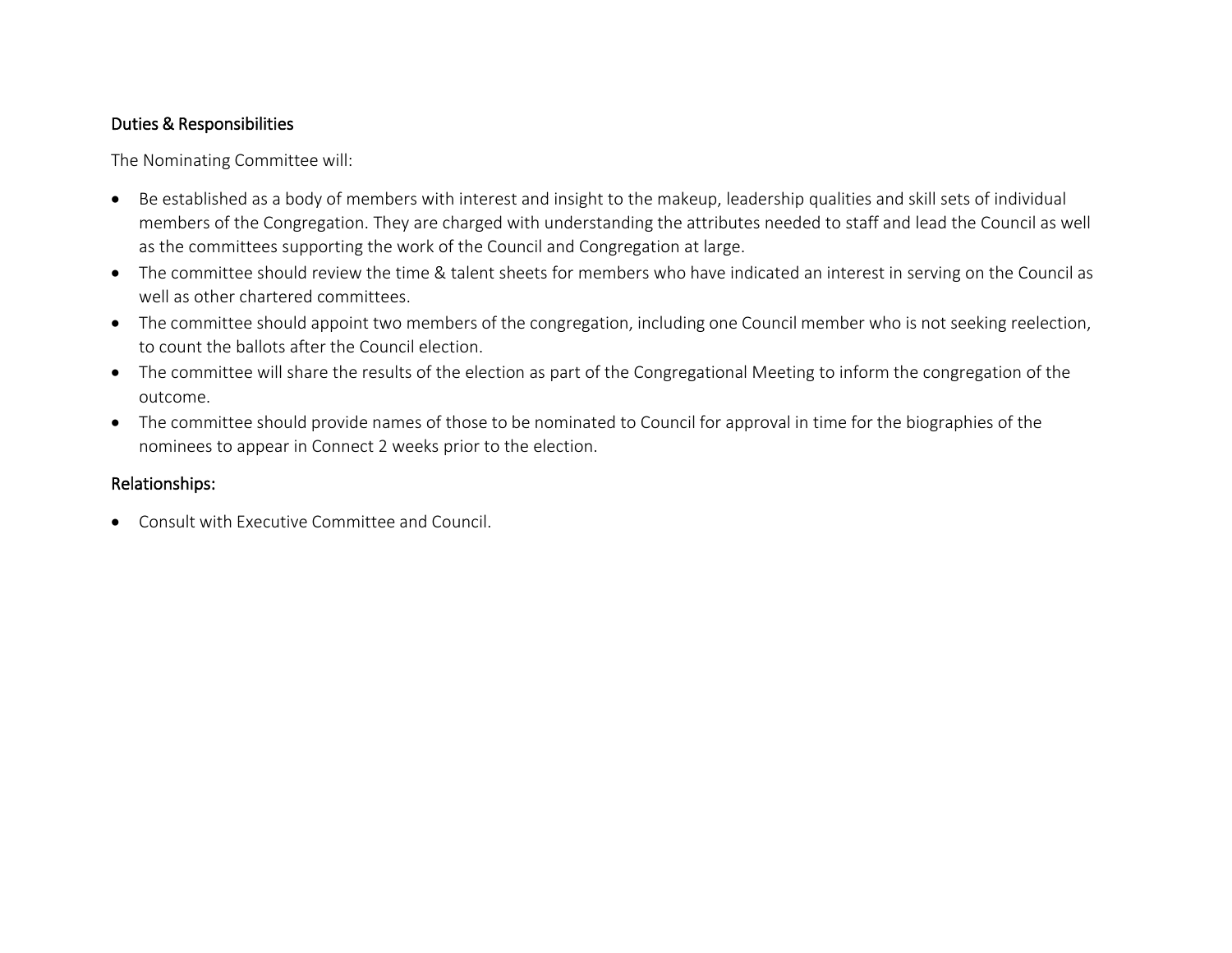### Duties & Responsibilities

The Nominating Committee will:

- Be established as a body of members with interest and insight to the makeup, leadership qualities and skill sets of individual members of the Congregation. They are charged with understanding the attributes needed to staff and lead the Council as well as the committees supporting the work of the Council and Congregation at large.
- The committee should review the time & talent sheets for members who have indicated an interest in serving on the Council as well as other chartered committees.
- The committee should appoint two members of the congregation, including one Council member who is not seeking reelection, to count the ballots after the Council election.
- The committee will share the results of the election as part of the Congregational Meeting to inform the congregation of the outcome.
- The committee should provide names of those to be nominated to Council for approval in time for the biographies of the nominees to appear in Connect 2 weeks prior to the election.

### Relationships:

- Consult with Executive Committee and Council.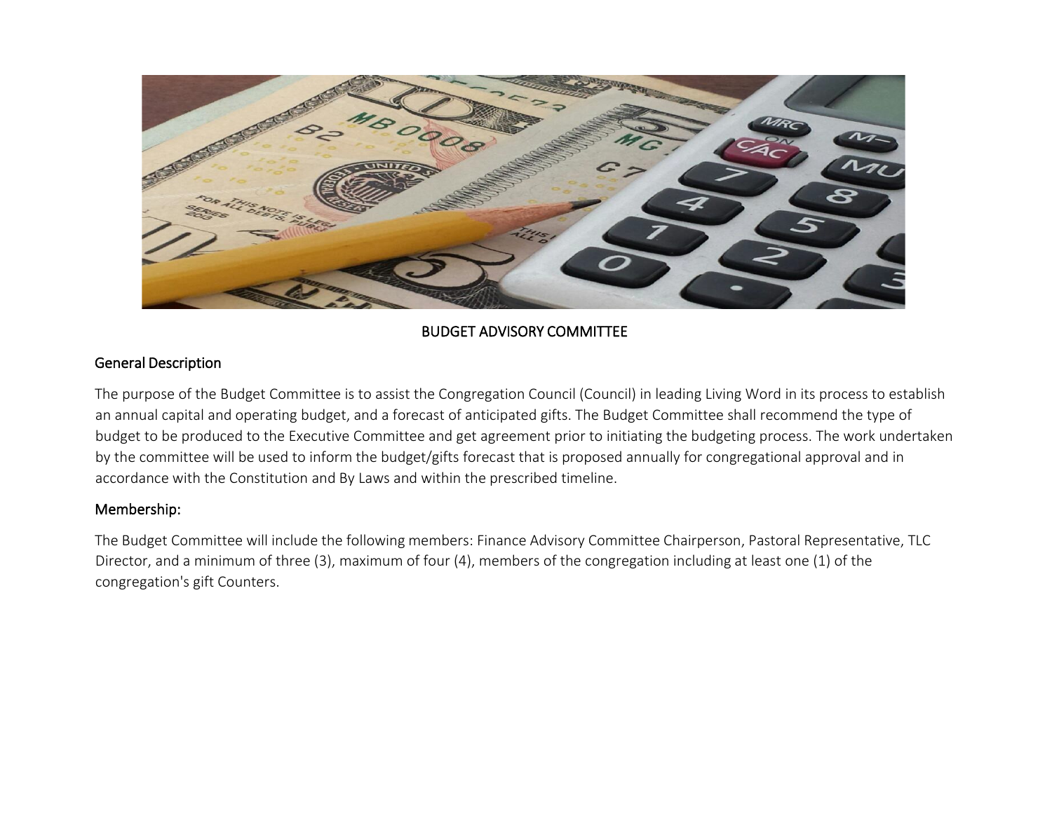# BUDGET ADVISORY COMMITTEE

## General Description

The purpose of the Budget Committee is to assist the Congregation Council (Council) in leading Living Word in its process to establish an annual capital and operating budget, and a forecast of anticipated gifts. The Budget Committee shall recommend the type of budget to be produced to the Executive Committee and get agreement prior to initiating the budgeting process. The work undertaken by the committee will be used to inform the budget/gifts forecast that is proposed annually for congregational approval and in accordance with the Constitution and By Laws and within the prescribed timeline.

## Membership:

The Budget Committee will include the following members: Finance Advisory Committee Chairperson, Pastoral Representative, TLC Director, and a minimum of three (3), maximum of four (4), members of the congregation including at least one (1) of the congregation's gift Counters.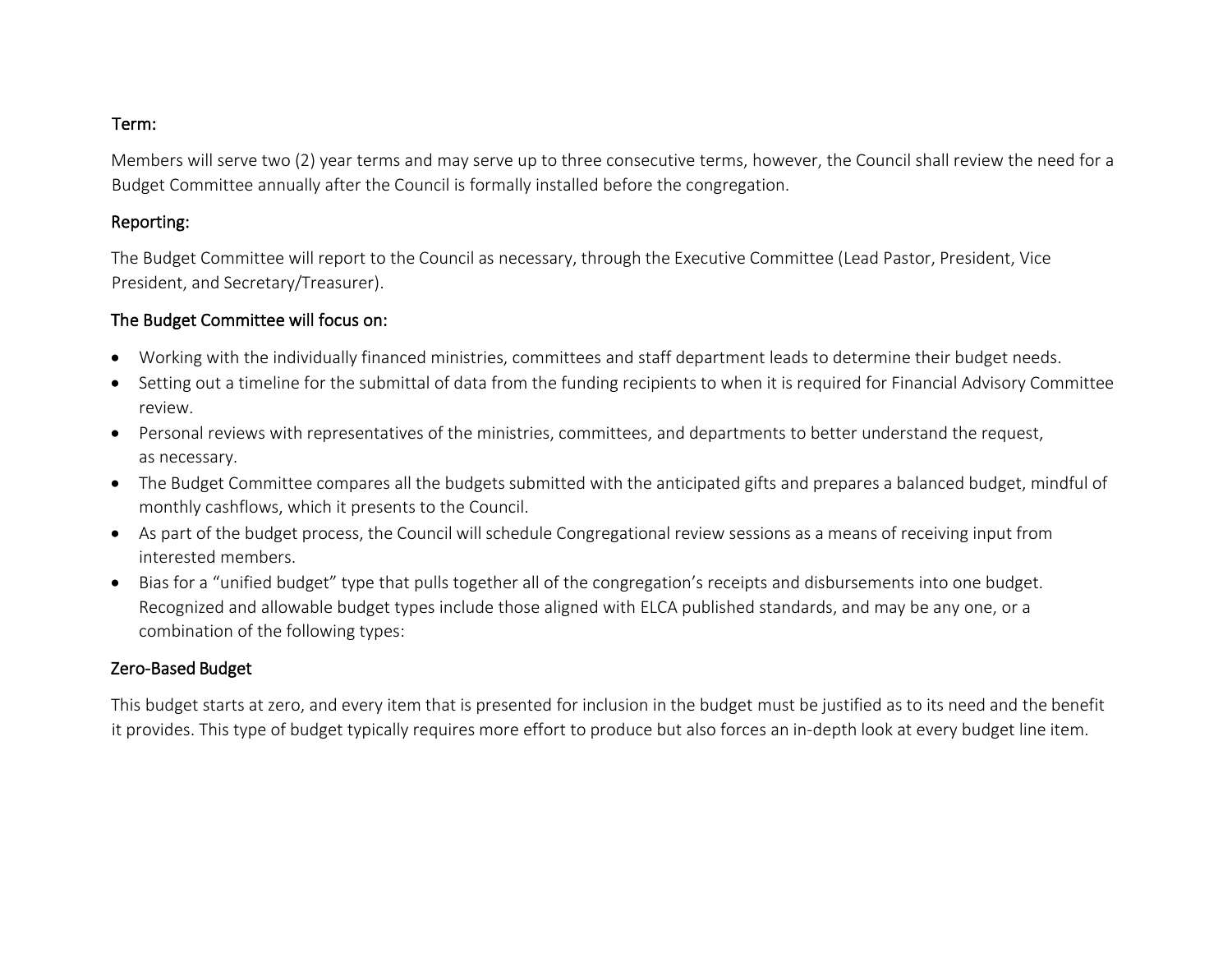### Term:

Members will serve two (2) year terms and may serve up to three consecutive terms, however, the Council shall review the need for a Budget Committee annually after the Council is formally installed before the congregation.

### Reporting:

The Budget Committee will report to the Council as necessary, through the Executive Committee (Lead Pastor, President, Vice President, and Secretary/Treasurer).

### The Budget Committee will focus on:

- Working with the individually financed ministries, committees and staff department leads to determine their budget needs.
- Setting out a timeline for the submittal of data from the funding recipients to when it is required for Financial Advisory Committee review.
- Personal reviews with representatives of the ministries, committees, and departments to better understand the request, as necessary.
- The Budget Committee compares all the budgets submitted with the anticipated gifts and prepares a balanced budget, mindful of monthly cashflows, which it presents to the Council.
- As part of the budget process, the Council will schedule Congregational review sessions as a means of receiving input from interested members.
- Bias for a "unified budget" type that pulls together all of the congregation's receipts and disbursements into one budget. Recognized and allowable budget types include those aligned with ELCA published standards, and may be any one, or a combination of the following types:

### Zero-Based Budget

This budget starts at zero, and every item that is presented for inclusion in the budget must be justified as to its need and the benefit it provides. This type of budget typically requires more effort to produce but also forces an in-depth look at every budget line item.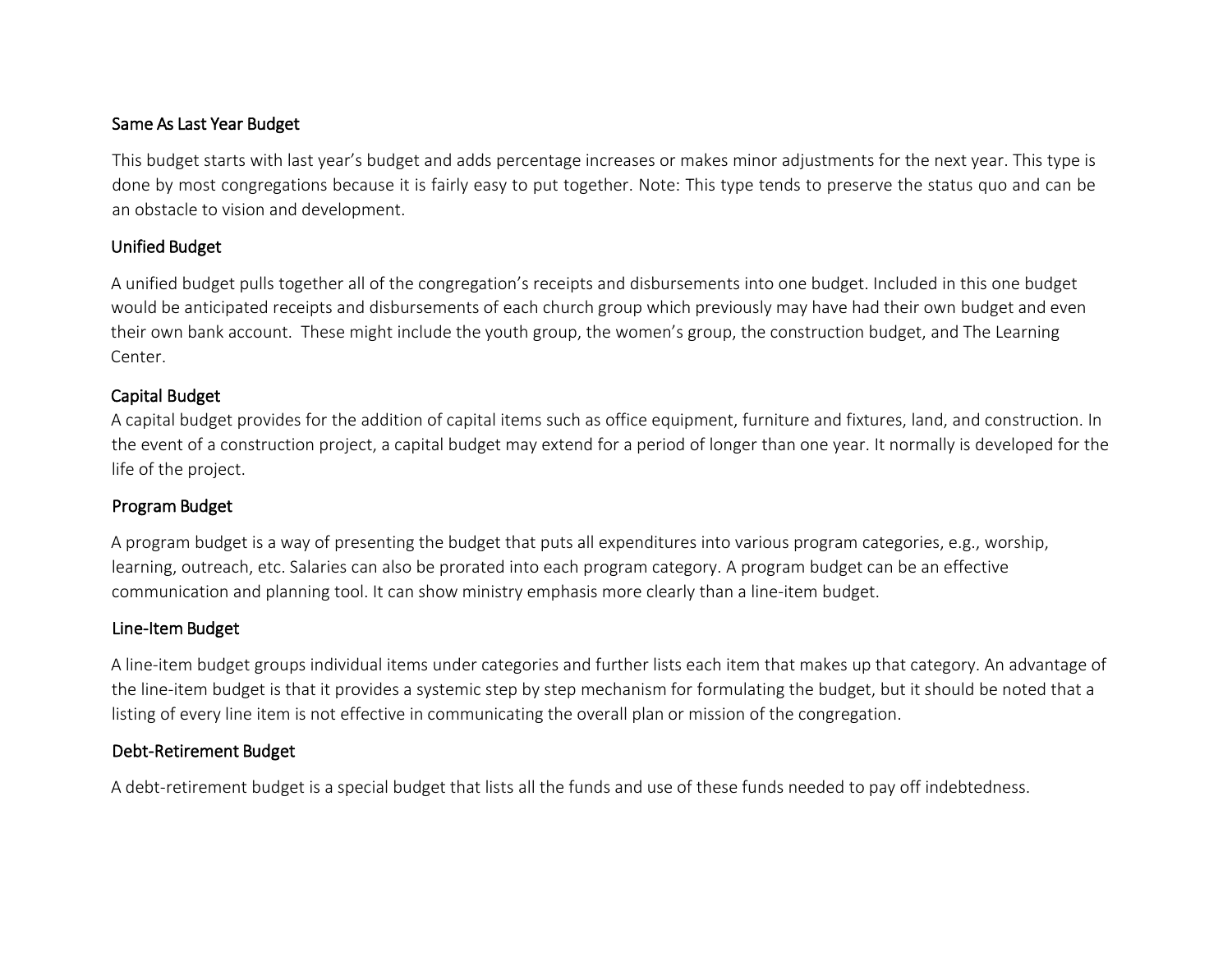### Same As Last Year Budget

This budget starts with last year's budget and adds percentage increases or makes minor adjustments for the next year. This type is done by most congregations because it is fairly easy to put together. Note: This type tends to preserve the status quo and can be an obstacle to vision and development.

### Unified Budget

A unified budget pulls together all of the congregation's receipts and disbursements into one budget. Included in this one budget would be anticipated receipts and disbursements of each church group which previously may have had their own budget and even their own bank account. These might include the youth group, the women's group, the construction budget, and The Learning Center.

### Capital Budget

A capital budget provides for the addition of capital items such as office equipment, furniture and fixtures, land, and construction. In the event of a construction project, a capital budget may extend for a period of longer than one year. It normally is developed for the life of the project.

### Program Budget

A program budget is a way of presenting the budget that puts all expenditures into various program categories, e.g., worship, learning, outreach, etc. Salaries can also be prorated into each program category. A program budget can be an effective communication and planning tool. It can show ministry emphasis more clearly than a line-item budget.

### Line-Item Budget

A line-item budget groups individual items under categories and further lists each item that makes up that category. An advantage of the line-item budget is that it provides a systemic step by step mechanism for formulating the budget, but it should be noted that a listing of every line item is not effective in communicating the overall plan or mission of the congregation.

### Debt-Retirement Budget

A debt-retirement budget is a special budget that lists all the funds and use of these funds needed to pay off indebtedness.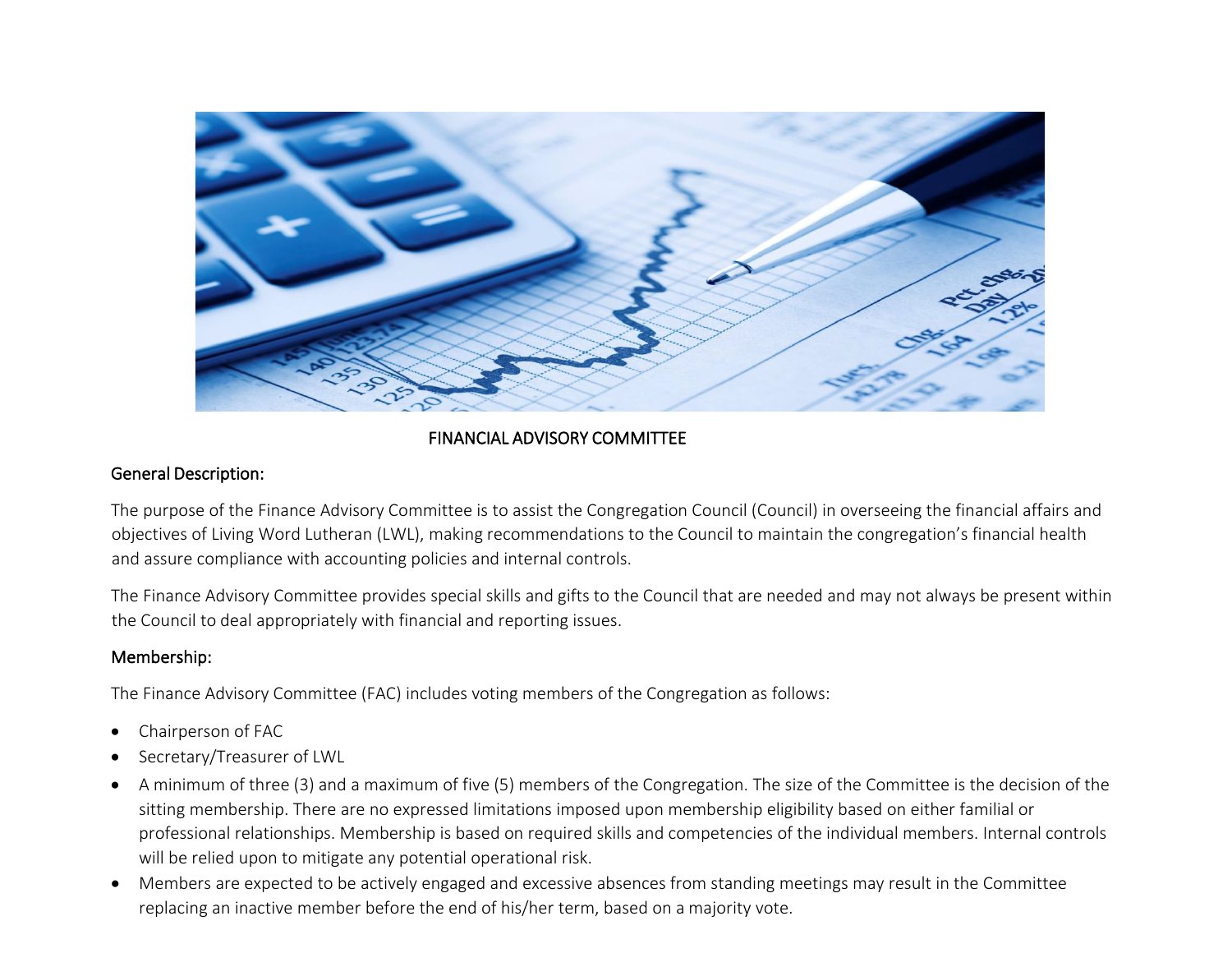# FINANCIAL ADVISORY COMMITTEE

## General Description:

The purpose of the Finance Advisory Committee is to assist the Congregation Council (Council) in overseeing the financial affairs and objectives of Living Word Lutheran (LWL), making recommendations to the Council to maintain the congregation's financial health and assure compliance with accounting policies and internal controls.

The Finance Advisory Committee provides special skills and gifts to the Council that are needed and may not always be present within the Council to deal appropriately with financial and reporting issues.

## Membership:

The Finance Advisory Committee (FAC) includes voting members of the Congregation as follows:

- Chairperson of FAC
- Secretary/Treasurer of LWL
- A minimum of three (3) and a maximum of five (5) members of the Congregation. The size of the Committee is the decision of the sitting membership. There are no expressed limitations imposed upon membership eligibility based on either familial or professional relationships. Membership is based on required skills and competencies of the individual members. Internal controls will be relied upon to mitigate any potential operational risk.
- Members are expected to be actively engaged and excessive absences from standing meetings may result in the Committee replacing an inactive member before the end of his/her term, based on a majority vote.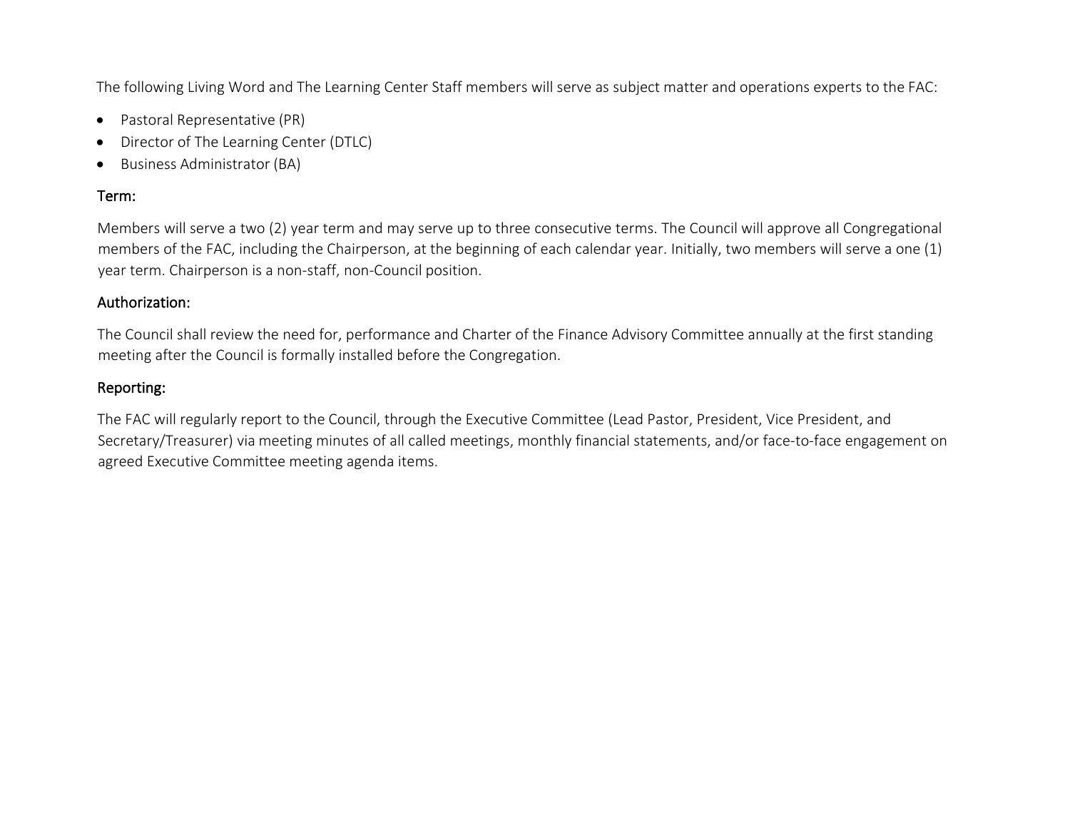The following Living Word and The Learning Center Staff members will serve as subject matter and operations experts to the FAC:

- Pastoral Representative (PR)
- Director of The Learning Center (DTLC)
- Business Administrator (BA)

### Term:

Members will serve a two (2) year term and may serve up to three consecutive terms. The Council will approve all Congregational members of the FAC, including the Chairperson, at the beginning of each calendar year. Initially, two members will serve a one (1) year term. Chairperson is a non-staff, non-Council position.

### Authorization:

The Council shall review the need for, performance and Charter of the Finance Advisory Committee annually at the first standing meeting after the Council is formally installed before the Congregation.

### Reporting:

The FAC will regularly report to the Council, through the Executive Committee (Lead Pastor, President, Vice President, and Secretary/Treasurer) via meeting minutes of all called meetings, monthly financial statements, and/or face-to-face engagement on agreed Executive Committee meeting agenda items.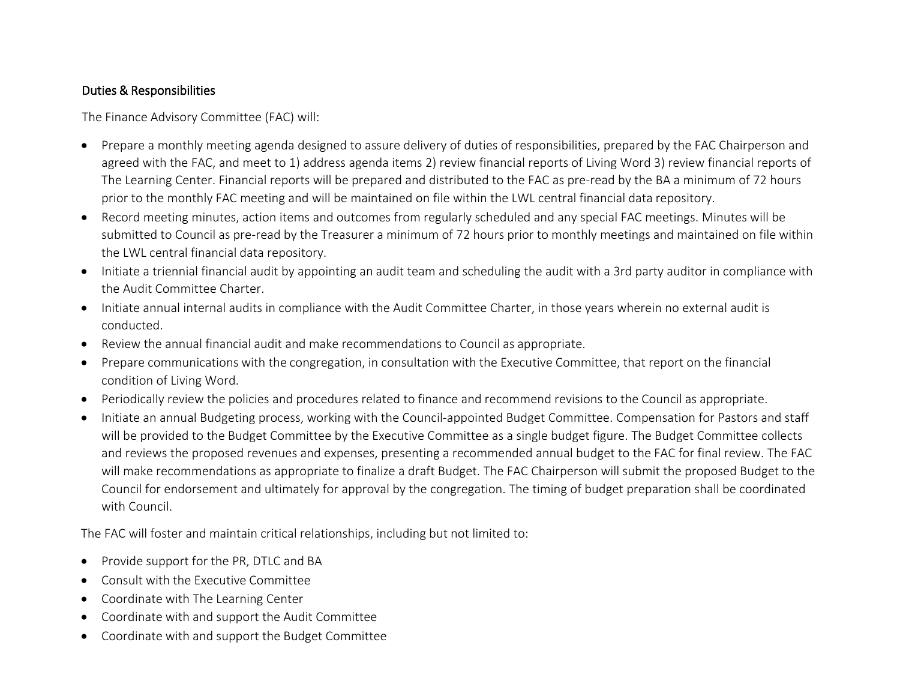### Duties & Responsibilities

The Finance Advisory Committee (FAC) will:

- Prepare a monthly meeting agenda designed to assure delivery of duties of responsibilities, prepared by the FAC Chairperson and agreed with the FAC, and meet to 1) address agenda items 2) review financial reports of Living Word 3) review financial reports of The Learning Center. Financial reports will be prepared and distributed to the FAC as pre-read by the BA a minimum of 72 hours prior to the monthly FAC meeting and will be maintained on file within the LWL central financial data repository.
- Record meeting minutes, action items and outcomes from regularly scheduled and any special FAC meetings. Minutes will be submitted to Council as pre-read by the Treasurer a minimum of 72 hours prior to monthly meetings and maintained on file within the LWL central financial data repository.
- Initiate a triennial financial audit by appointing an audit team and scheduling the audit with a 3rd party auditor in compliance with the Audit Committee Charter.
- Initiate annual internal audits in compliance with the Audit Committee Charter, in those years wherein no external audit is conducted.
- Review the annual financial audit and make recommendations to Council as appropriate.
- Prepare communications with the congregation, in consultation with the Executive Committee, that report on the financial condition of Living Word.
- Periodically review the policies and procedures related to finance and recommend revisions to the Council as appropriate.
- Initiate an annual Budgeting process, working with the Council-appointed Budget Committee. Compensation for Pastors and staff will be provided to the Budget Committee by the Executive Committee as a single budget figure. The Budget Committee collects and reviews the proposed revenues and expenses, presenting a recommended annual budget to the FAC for final review. The FAC will make recommendations as appropriate to finalize a draft Budget. The FAC Chairperson will submit the proposed Budget to the Council for endorsement and ultimately for approval by the congregation. The timing of budget preparation shall be coordinated with Council.

The FAC will foster and maintain critical relationships, including but not limited to:

- Provide support for the PR, DTLC and BA
- Consult with the Executive Committee
- Coordinate with The Learning Center
- Coordinate with and support the Audit Committee
- Coordinate with and support the Budget Committee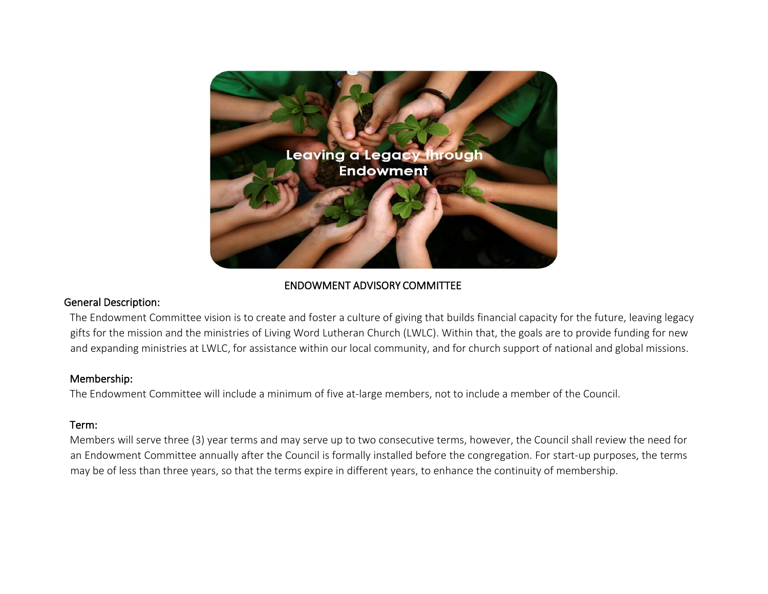Leaving a Legacy through Endowment

# ENDOWMENT ADVISORY COMMITTEE

## General Description:

The Endowment Committee vision is to create and foster a culture of giving that builds financial capacity for the future, leaving legacy gifts for the mission and the ministries of Living Word Lutheran Church (LWLC). Within that, the goals are to provide funding for new and expanding ministries at LWLC, for assistance within our local community, and for church support of national and global missions.

## Membership:

The Endowment Committee will include a minimum of five at-large members, not to include a member of the Council.

## Term:

Members will serve three (3) year terms and may serve up to two consecutive terms, however, the Council shall review the need for an Endowment Committee annually after the Council is formally installed before the congregation. For start-up purposes, the terms may be of less than three years, so that the terms expire in different years, to enhance the continuity of membership.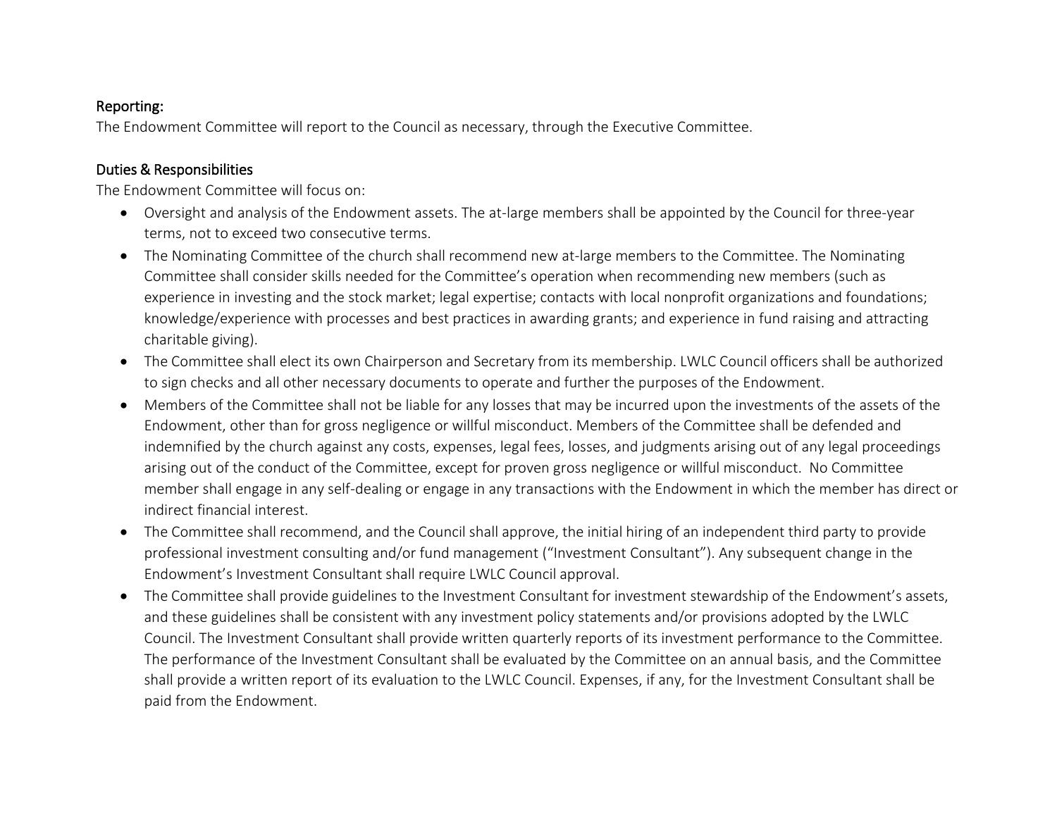## Reporting:

The Endowment Committee will report to the Council as necessary, through the Executive Committee.

## Duties & Responsibilities

The Endowment Committee will focus on:

- Oversight and analysis of the Endowment assets. The at-large members shall be appointed by the Council for three-year terms, not to exceed two consecutive terms.
- The Nominating Committee of the church shall recommend new at-large members to the Committee. The Nominating Committee shall consider skills needed for the Committee's operation when recommending new members (such as experience in investing and the stock market; legal expertise; contacts with local nonprofit organizations and foundations; knowledge/experience with processes and best practices in awarding grants; and experience in fund raising and attracting charitable giving).
- The Committee shall elect its own Chairperson and Secretary from its membership. LWLC Council officers shall be authorized to sign checks and all other necessary documents to operate and further the purposes of the Endowment.
- Members of the Committee shall not be liable for any losses that may be incurred upon the investments of the assets of the Endowment, other than for gross negligence or willful misconduct. Members of the Committee shall be defended and indemnified by the church against any costs, expenses, legal fees, losses, and judgments arising out of any legal proceedings arising out of the conduct of the Committee, except for proven gross negligence or willful misconduct. No Committee member shall engage in any self-dealing or engage in any transactions with the Endowment in which the member has direct or indirect financial interest.
- The Committee shall recommend, and the Council shall approve, the initial hiring of an independent third party to provide professional investment consulting and/or fund management ("Investment Consultant"). Any subsequent change in the Endowment's Investment Consultant shall require LWLC Council approval.
- The Committee shall provide guidelines to the Investment Consultant for investment stewardship of the Endowment's assets, and these guidelines shall be consistent with any investment policy statements and/or provisions adopted by the LWLC Council. The Investment Consultant shall provide written quarterly reports of its investment performance to the Committee. The performance of the Investment Consultant shall be evaluated by the Committee on an annual basis, and the Committee shall provide a written report of its evaluation to the LWLC Council. Expenses, if any, for the Investment Consultant shall be paid from the Endowment.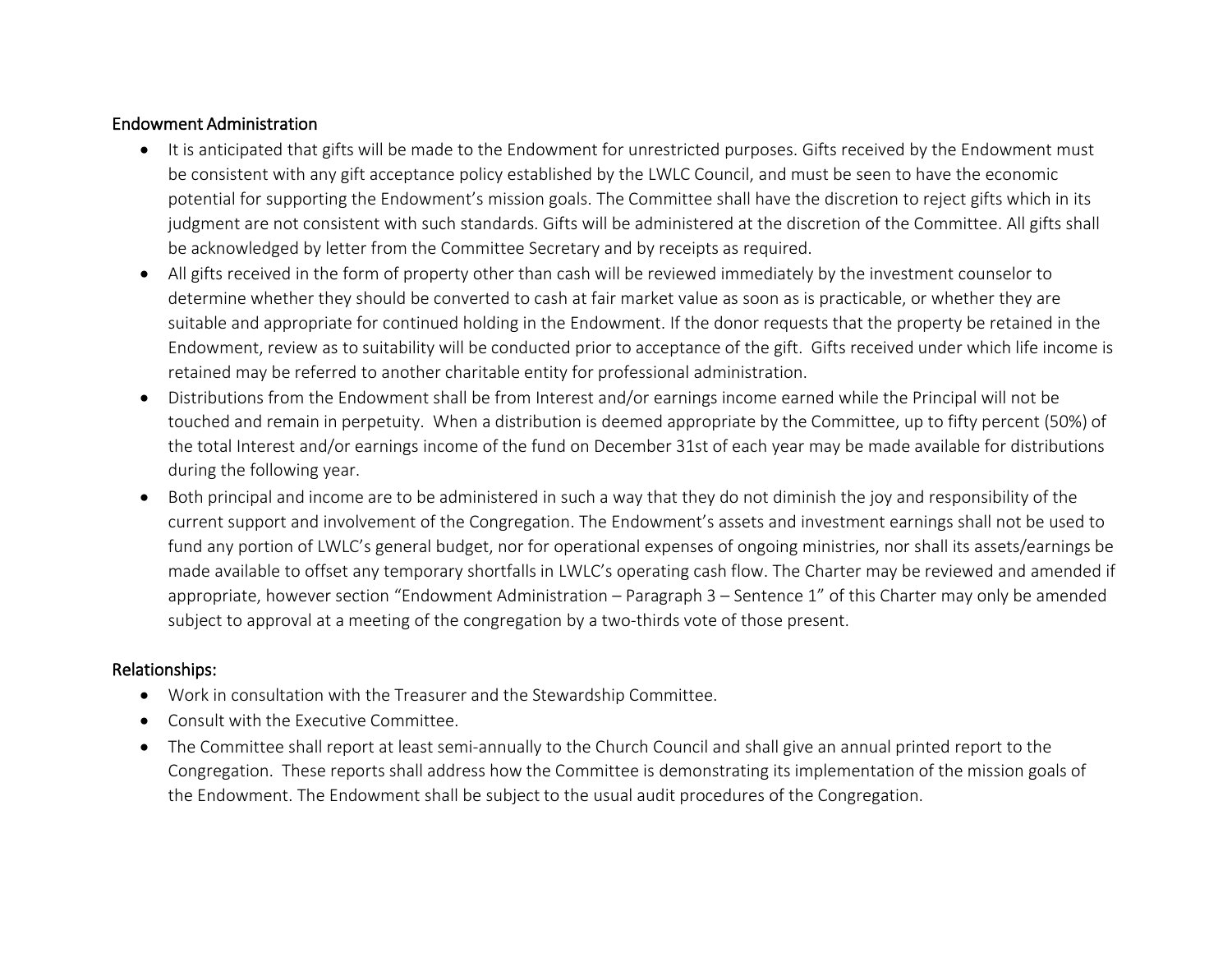## Endowment Administration

- It is anticipated that gifts will be made to the Endowment for unrestricted purposes. Gifts received by the Endowment must be consistent with any gift acceptance policy established by the LWLC Council, and must be seen to have the economic potential for supporting the Endowment's mission goals. The Committee shall have the discretion to reject gifts which in its judgment are not consistent with such standards. Gifts will be administered at the discretion of the Committee. All gifts shall be acknowledged by letter from the Committee Secretary and by receipts as required.
- All gifts received in the form of property other than cash will be reviewed immediately by the investment counselor to determine whether they should be converted to cash at fair market value as soon as is practicable, or whether they are suitable and appropriate for continued holding in the Endowment. If the donor requests that the property be retained in the Endowment, review as to suitability will be conducted prior to acceptance of the gift. Gifts received under which life income is retained may be referred to another charitable entity for professional administration.
- Distributions from the Endowment shall be from Interest and/or earnings income earned while the Principal will not be touched and remain in perpetuity. When a distribution is deemed appropriate by the Committee, up to fifty percent (50%) of the total Interest and/or earnings income of the fund on December 31st of each year may be made available for distributions during the following year.
- Both principal and income are to be administered in such a way that they do not diminish the joy and responsibility of the current support and involvement of the Congregation. The Endowment's assets and investment earnings shall not be used to fund any portion of LWLC's general budget, nor for operational expenses of ongoing ministries, nor shall its assets/earnings be made available to offset any temporary shortfalls in LWLC's operating cash flow. The Charter may be reviewed and amended if appropriate, however section "Endowment Administration – Paragraph 3 – Sentence 1" of this Charter may only be amended subject to approval at a meeting of the congregation by a two-thirds vote of those present.

## Relationships:

- Work in consultation with the Treasurer and the Stewardship Committee.
- Consult with the Executive Committee.
- The Committee shall report at least semi-annually to the Church Council and shall give an annual printed report to the Congregation. These reports shall address how the Committee is demonstrating its implementation of the mission goals of the Endowment. The Endowment shall be subject to the usual audit procedures of the Congregation.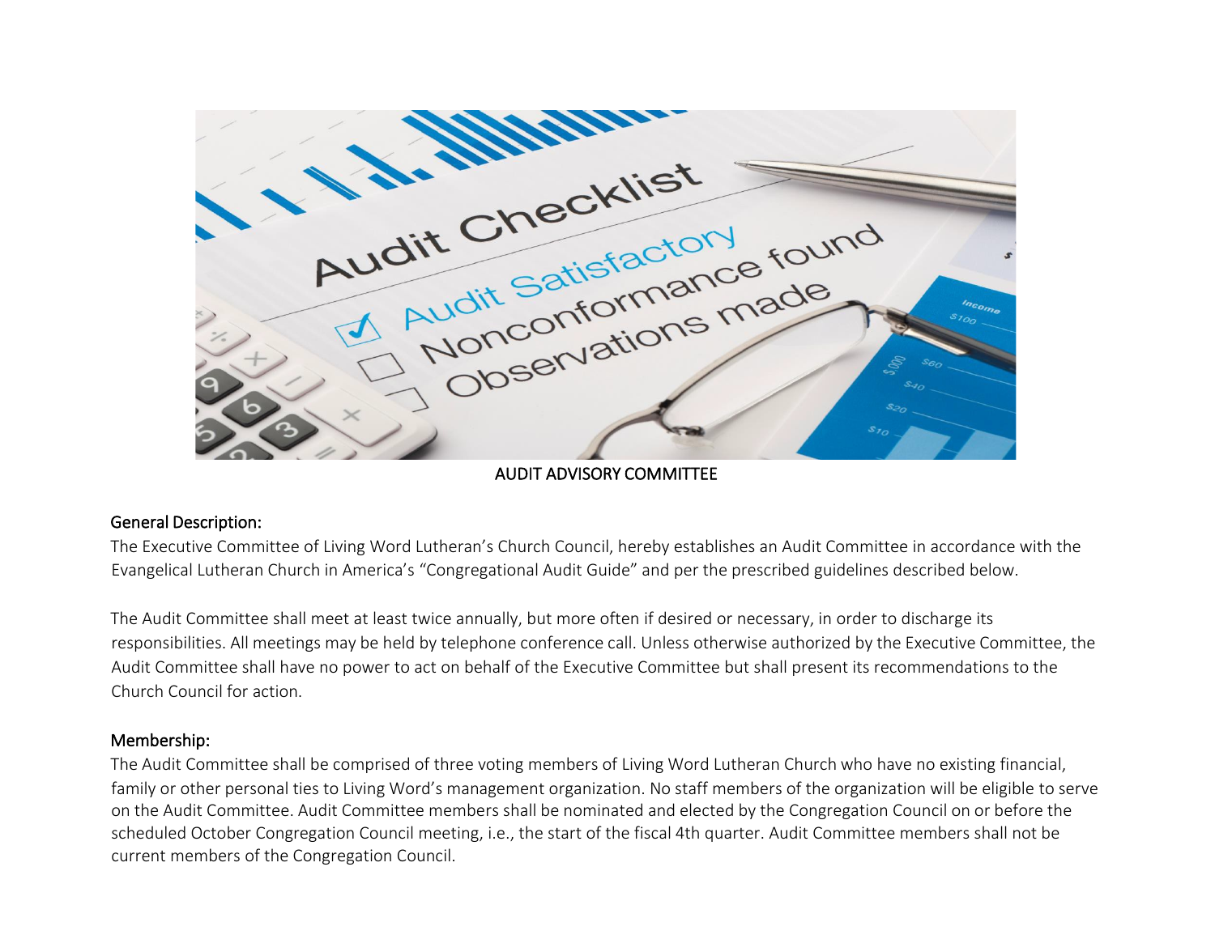AUDIT ADVISORY COMMITTEE

## General Description:

The Executive Committee of Living Word Lutheran's Church Council, hereby establishes an Audit Committee in accordance with the Evangelical Lutheran Church in America's "Congregational Audit Guide" and per the prescribed guidelines described below.

The Audit Committee shall meet at least twice annually, but more often if desired or necessary, in order to discharge its responsibilities. All meetings may be held by telephone conference call. Unless otherwise authorized by the Executive Committee, the Audit Committee shall have no power to act on behalf of the Executive Committee but shall present its recommendations to the Church Council for action.

## Membership:

The Audit Committee shall be comprised of three voting members of Living Word Lutheran Church who have no existing financial, family or other personal ties to Living Word's management organization. No staff members of the organization will be eligible to serve on the Audit Committee. Audit Committee members shall be nominated and elected by the Congregation Council on or before the scheduled October Congregation Council meeting, i.e., the start of the fiscal 4th quarter. Audit Committee members shall not be current members of the Congregation Council.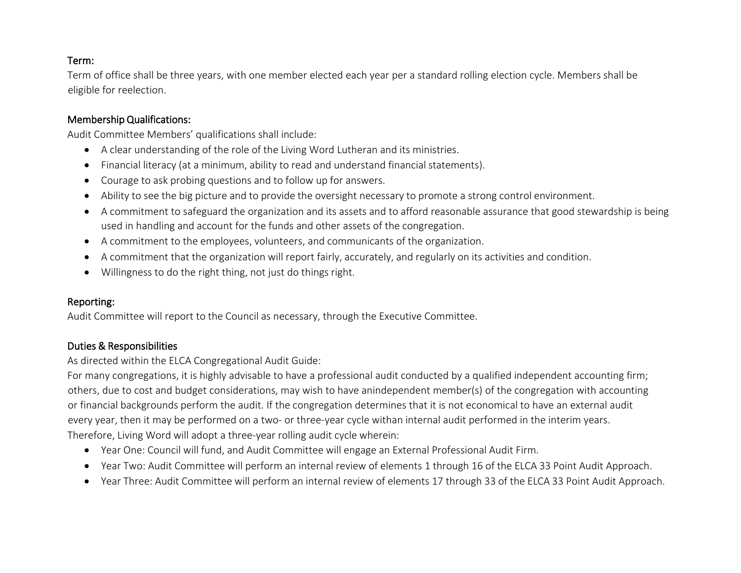### Term:

Term of office shall be three years, with one member elected each year per a standard rolling election cycle. Members shall be eligible for reelection.

### Membership Qualifications:

Audit Committee Members' qualifications shall include:

- A clear understanding of the role of the Living Word Lutheran and its ministries.
- Financial literacy (at a minimum, ability to read and understand financial statements).
- Courage to ask probing questions and to follow up for answers.
- Ability to see the big picture and to provide the oversight necessary to promote a strong control environment.
- A commitment to safeguard the organization and its assets and to afford reasonable assurance that good stewardship is being used in handling and account for the funds and other assets of the congregation.
- A commitment to the employees, volunteers, and communicants of the organization.
- A commitment that the organization will report fairly, accurately, and regularly on its activities and condition.
- Willingness to do the right thing, not just do things right.

### Reporting:

Audit Committee will report to the Council as necessary, through the Executive Committee.

### Duties & Responsibilities

As directed within the ELCA Congregational Audit Guide:

For many congregations, it is highly advisable to have a professional audit conducted by a qualified independent accounting firm; others, due to cost and budget considerations, may wish to have anindependent member(s) of the congregation with accounting or financial backgrounds perform the audit. If the congregation determines that it is not economical to have an external audit every year, then it may be performed on a two- or three-year cycle withan internal audit performed in the interim years.

Therefore, Living Word will adopt a three-year rolling audit cycle wherein:

- Year One: Council will fund, and Audit Committee will engage an External Professional Audit Firm.
- Year Two: Audit Committee will perform an internal review of elements 1 through 16 of the ELCA 33 Point Audit Approach.
- Year Three: Audit Committee will perform an internal review of elements 17 through 33 of the ELCA 33 Point Audit Approach.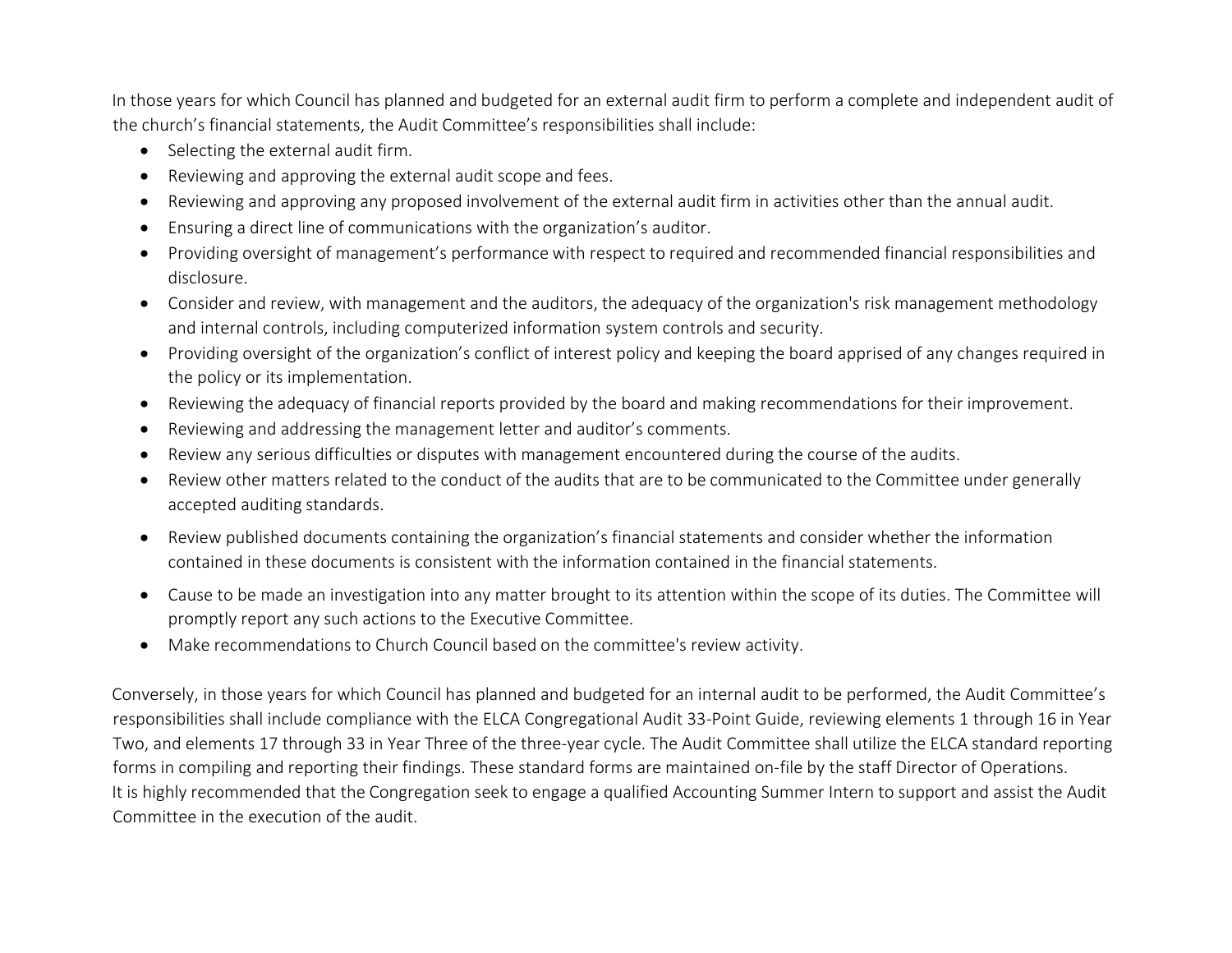In those years for which Council has planned and budgeted for an external audit firm to perform a complete and independent audit of the church's financial statements, the Audit Committee's responsibilities shall include:

- Selecting the external audit firm.
- Reviewing and approving the external audit scope and fees.
- Reviewing and approving any proposed involvement of the external audit firm in activities other than the annual audit.
- Ensuring a direct line of communications with the organization's auditor.
- Providing oversight of management's performance with respect to required and recommended financial responsibilities and disclosure.
- Consider and review, with management and the auditors, the adequacy of the organization's risk management methodology and internal controls, including computerized information system controls and security.
- Providing oversight of the organization's conflict of interest policy and keeping the board apprised of any changes required in the policy or its implementation.
- Reviewing the adequacy of financial reports provided by the board and making recommendations for their improvement.
- Reviewing and addressing the management letter and auditor's comments.
- Review any serious difficulties or disputes with management encountered during the course of the audits.
- Review other matters related to the conduct of the audits that are to be communicated to the Committee under generally accepted auditing standards.
- Review published documents containing the organization's financial statements and consider whether the information contained in these documents is consistent with the information contained in the financial statements.
- Cause to be made an investigation into any matter brought to its attention within the scope of its duties. The Committee will promptly report any such actions to the Executive Committee.
- Make recommendations to Church Council based on the committee's review activity.

Conversely, in those years for which Council has planned and budgeted for an internal audit to be performed, the Audit Committee's responsibilities shall include compliance with the ELCA Congregational Audit 33-Point Guide, reviewing elements 1 through 16 in Year Two, and elements 17 through 33 in Year Three of the three-year cycle. The Audit Committee shall utilize the ELCA standard reporting forms in compiling and reporting their findings. These standard forms are maintained on-file by the staff Director of Operations.
It is highly recommended that the Congregation seek to engage a qualified Accounting Summer Intern to support and assist the Audit Committee in the execution of the audit.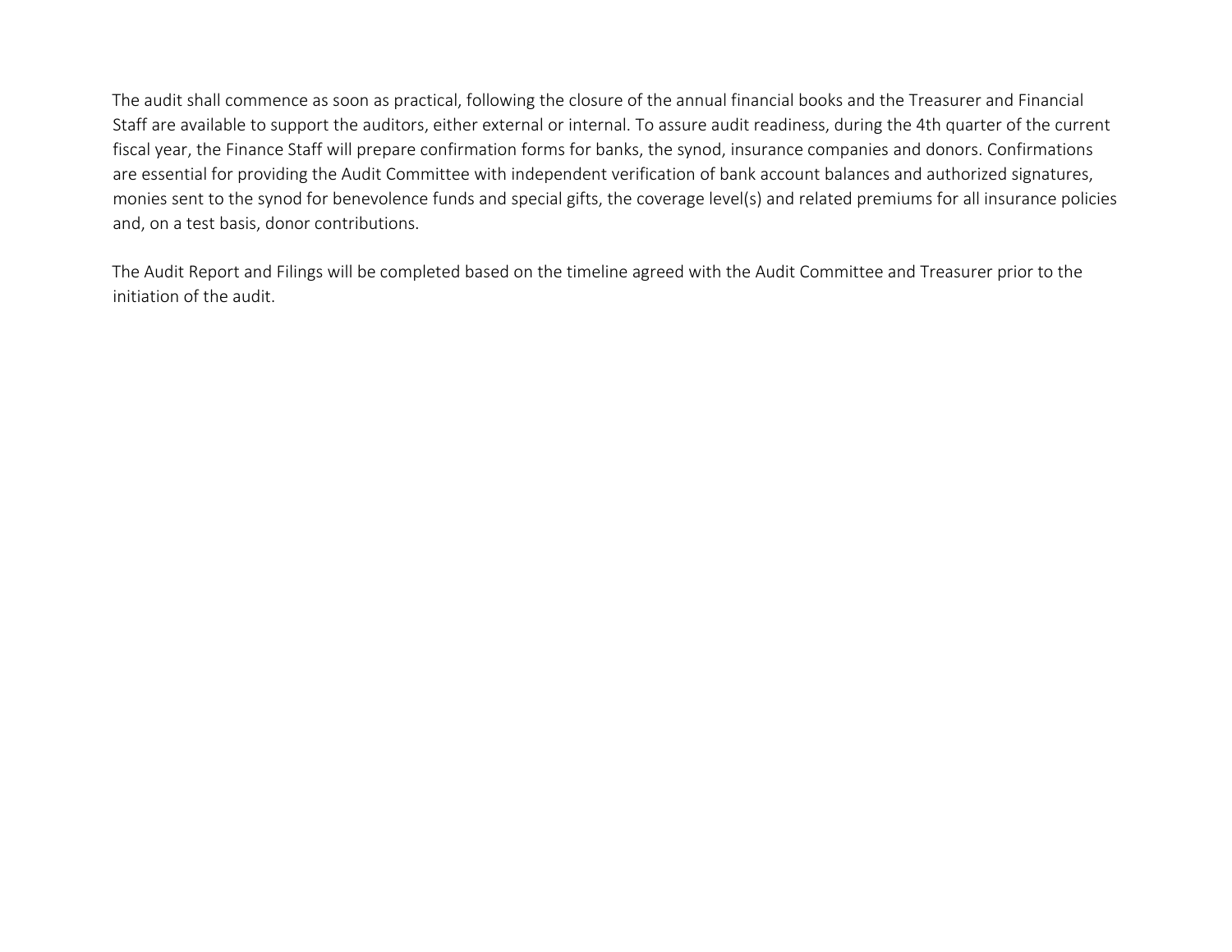The audit shall commence as soon as practical, following the closure of the annual financial books and the Treasurer and Financial Staff are available to support the auditors, either external or internal. To assure audit readiness, during the 4th quarter of the current fiscal year, the Finance Staff will prepare confirmation forms for banks, the synod, insurance companies and donors. Confirmations are essential for providing the Audit Committee with independent verification of bank account balances and authorized signatures, monies sent to the synod for benevolence funds and special gifts, the coverage level(s) and related premiums for all insurance policies and, on a test basis, donor contributions.

The Audit Report and Filings will be completed based on the timeline agreed with the Audit Committee and Treasurer prior to the initiation of the audit.